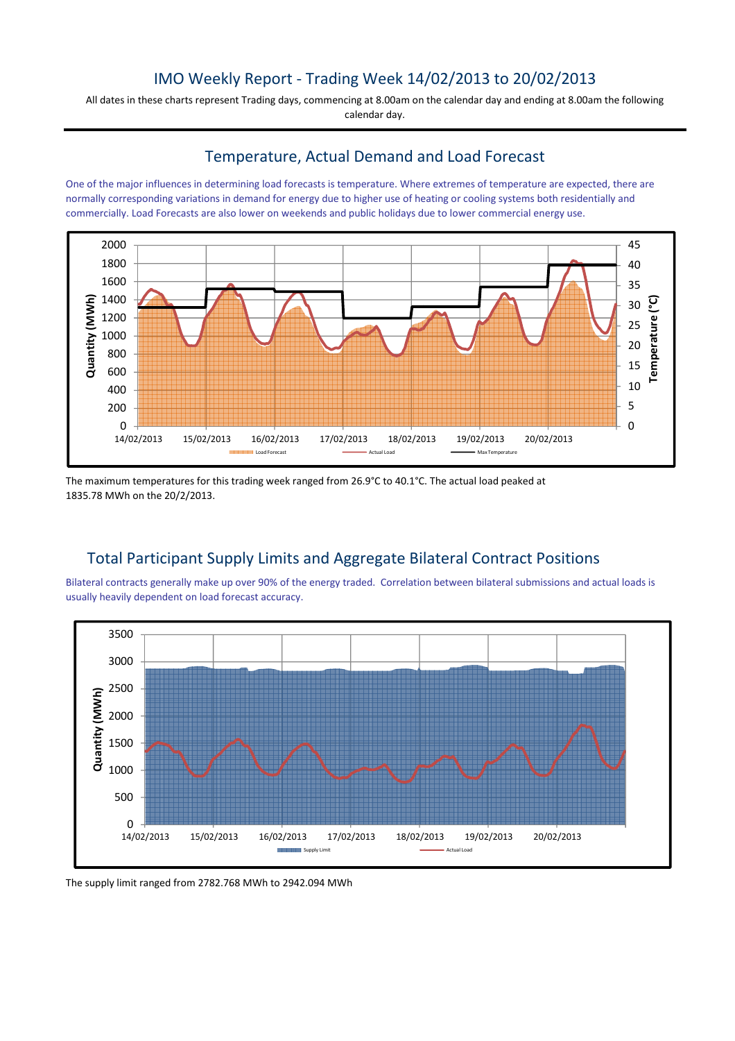# IMO Weekly Report - Trading Week 14/02/2013 to 20/02/2013

All dates in these charts represent Trading days, commencing at 8.00am on the calendar day and ending at 8.00am the following calendar day.

## Temperature, Actual Demand and Load Forecast

One of the major influences in determining load forecasts is temperature. Where extremes of temperature are expected, there are normally corresponding variations in demand for energy due to higher use of heating or cooling systems both residentially and commercially. Load Forecasts are also lower on weekends and public holidays due to lower commercial energy use.

The maximum temperatures for this trading week ranged from 26.9°C to 40.1°C. The actual load peaked at 1835.78 MWh on the 20/2/2013.

## Total Participant Supply Limits and Aggregate Bilateral Contract Positions

Bilateral contracts generally make up over 90% of the energy traded. Correlation between bilateral submissions and actual loads is usually heavily dependent on load forecast accuracy.

The supply limit ranged from 2782.768 MWh to 2942.094 MWh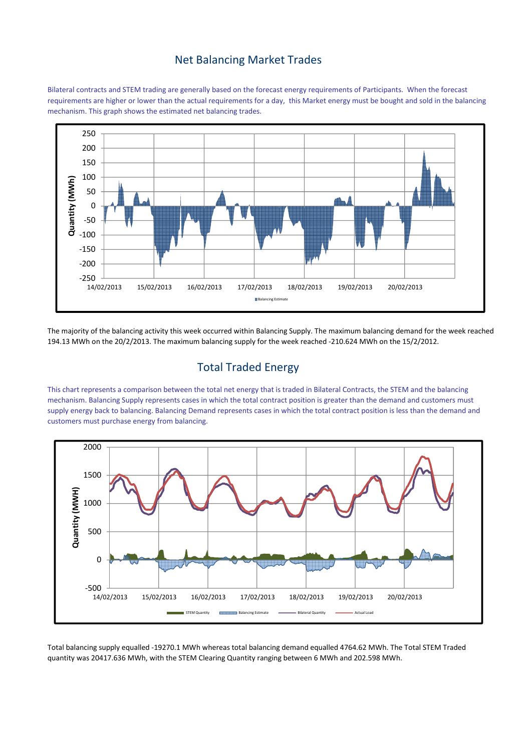## Net Balancing Market Trades

Bilateral contracts and STEM trading are generally based on the forecast energy requirements of Participants. When the forecast requirements are higher or lower than the actual requirements for a day, this Market energy must be bought and sold in the balancing mechanism. This graph shows the estimated net balancing trades.

The majority of the balancing activity this week occurred within Balancing Supply. The maximum balancing demand for the week reached 194.13 MWh on the 20/2/2013. The maximum balancing supply for the week reached -210.624 MWh on the 15/2/2012.

## Total Traded Energy

This chart represents a comparison between the total net energy that is traded in Bilateral Contracts, the STEM and the balancing mechanism. Balancing Supply represents cases in which the total contract position is greater than the demand and customers must supply energy back to balancing. Balancing Demand represents cases in which the total contract position is less than the demand and customers must purchase energy from balancing.

Total balancing supply equalled -19270.1 MWh whereas total balancing demand equalled 4764.62 MWh. The Total STEM Traded quantity was 20417.636 MWh, with the STEM Clearing Quantity ranging between 6 MWh and 202.598 MWh.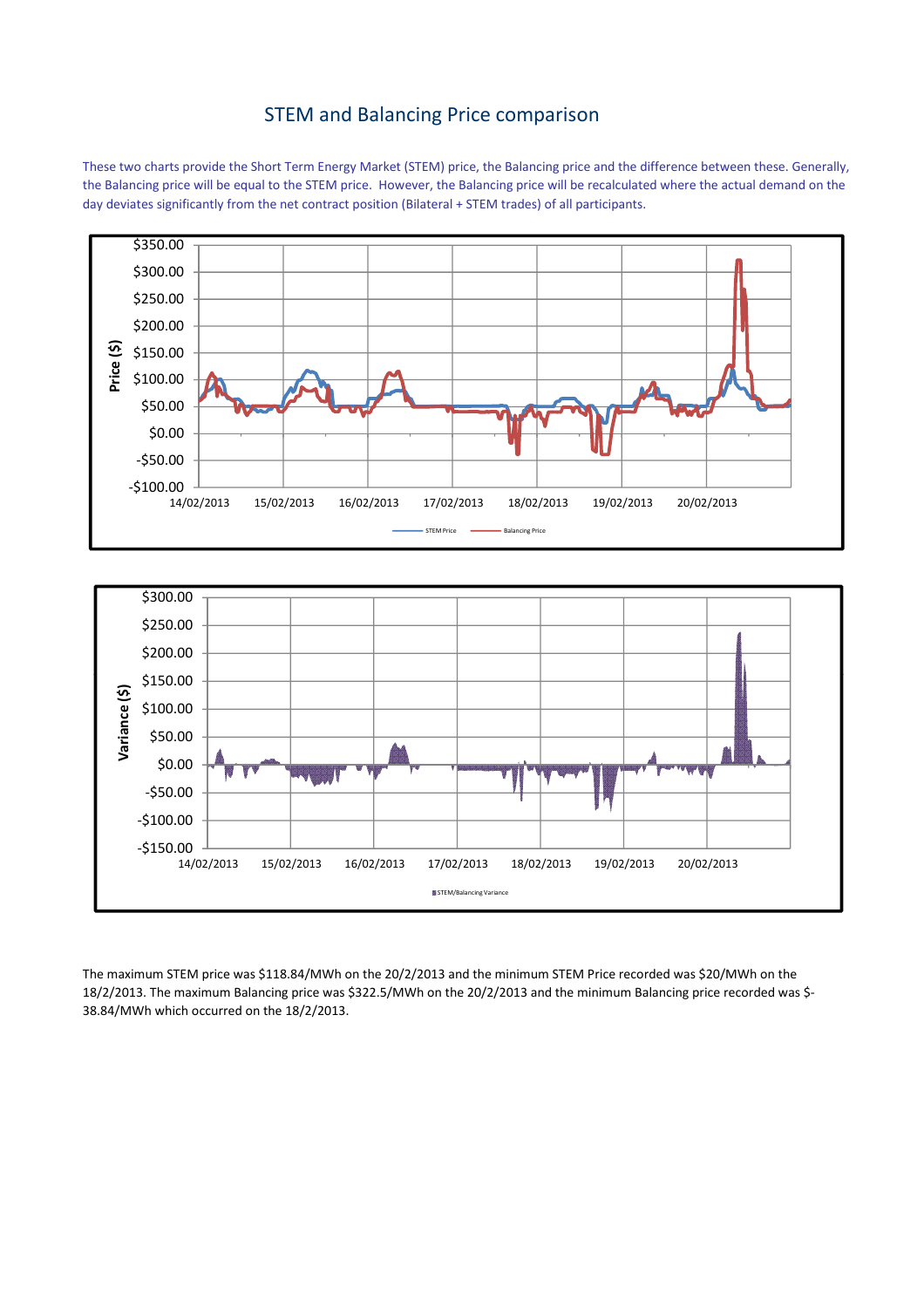## STEM and Balancing Price comparison

These two charts provide the Short Term Energy Market (STEM) price, the Balancing price and the difference between these. Generally, the Balancing price will be equal to the STEM price. However, the Balancing price will be recalculated where the actual demand on the day deviates significantly from the net contract position (Bilateral + STEM trades) of all participants.

Price ($)

$350.00
$300.00
$250.00
$200.00
$150.00
$100.00
$50.00
$0.00
-$50.00
-$100.00

14/02/2013 15/02/2013 16/02/2013 17/02/2013 18/02/2013 19/02/2013 20/02/2013

STEM Price — Balancing Price

Variance ($)

$300.00
$250.00
$200.00
$150.00
$100.00
$50.00
$0.00
-$50.00
-$100.00
-$150.00

14/02/2013 15/02/2013 16/02/2013 17/02/2013 18/02/2013 19/02/2013 20/02/2013

STEM/Balancing Variance

The maximum STEM price was $118.84/MWh on the 20/2/2013 and the minimum STEM Price recorded was $20/MWh on the 18/2/2013. The maximum Balancing price was $322.5/MWh on the 20/2/2013 and the minimum Balancing price recorded was $-38.84/MWh which occurred on the 18/2/2013.